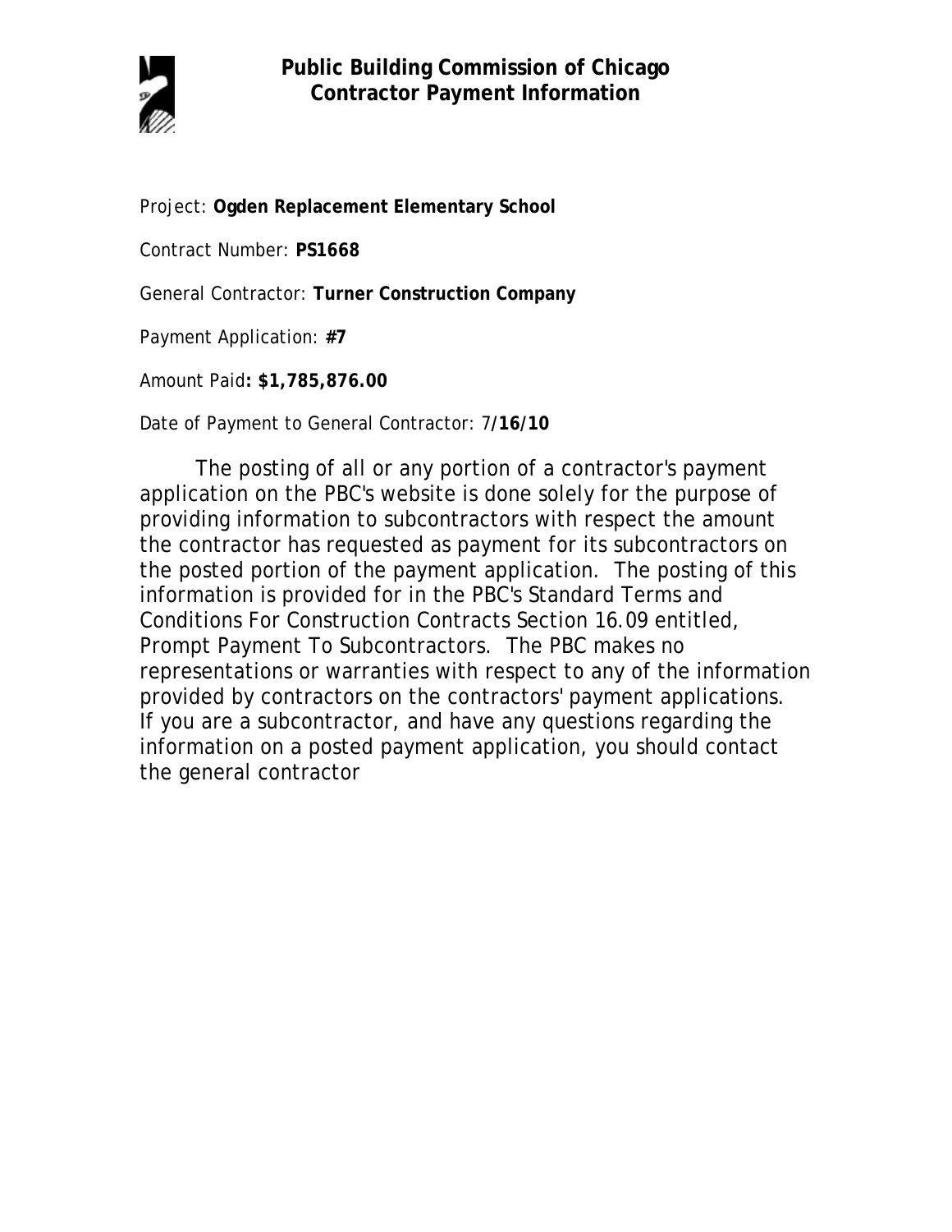# Public Building Commission of Chicago
## Contractor Payment Information

Project: **Ogden Replacement Elementary School**

Contract Number: **PS1668**

General Contractor: **Turner Construction Company**

Payment Application: **#7**

Amount Paid**: $1,785,876.00**

Date of Payment to General Contractor: 7/**16/10**

The posting of all or any portion of a contractor's payment application on the PBC's website is done solely for the purpose of providing information to subcontractors with respect the amount the contractor has requested as payment for its subcontractors on the posted portion of the payment application. The posting of this information is provided for in the PBC's Standard Terms and Conditions For Construction Contracts Section 16.09 entitled, Prompt Payment To Subcontractors. The PBC makes no representations or warranties with respect to any of the information provided by contractors on the contractors' payment applications. If you are a subcontractor, and have any questions regarding the information on a posted payment application, you should contact the general contractor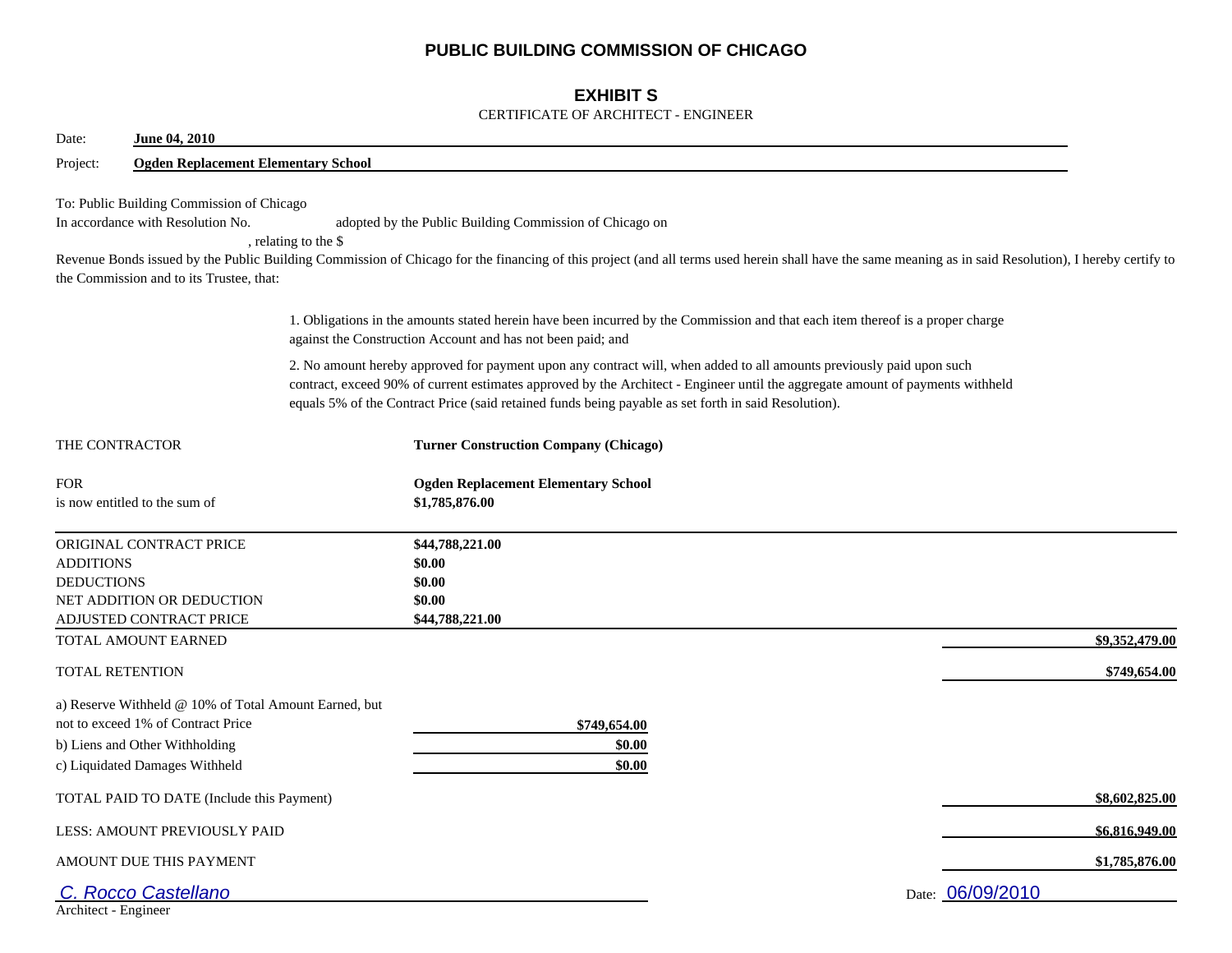# PUBLIC BUILDING COMMISSION OF CHICAGO

## EXHIBIT S

CERTIFICATE OF ARCHITECT - ENGINEER

Date: **June 04, 2010**

Project: **Ogden Replacement Elementary School**

To: Public Building Commission of Chicago
In accordance with Resolution No. adopted by the Public Building Commission of Chicago on , relating to the $ Revenue Bonds issued by the Public Building Commission of Chicago for the financing of this project (and all terms used herein shall have the same meaning as in said Resolution), I hereby certify to the Commission and to its Trustee, that:

1. Obligations in the amounts stated herein have been incurred by the Commission and that each item thereof is a proper charge against the Construction Account and has not been paid; and

2. No amount hereby approved for payment upon any contract will, when added to all amounts previously paid upon such contract, exceed 90% of current estimates approved by the Architect - Engineer until the aggregate amount of payments withheld equals 5% of the Contract Price (said retained funds being payable as set forth in said Resolution).

THE CONTRACTOR **Turner Construction Company (Chicago)**

FOR **Ogden Replacement Elementary School**
is now entitled to the sum of **$1,785,876.00**

| | | |
|---|---|---|
| ORIGINAL CONTRACT PRICE | **$44,788,221.00** | |
| ADDITIONS | **$0.00** | |
| DEDUCTIONS | **$0.00** | |
| NET ADDITION OR DEDUCTION | **$0.00** | |
| ADJUSTED CONTRACT PRICE | **$44,788,221.00** | |
| TOTAL AMOUNT EARNED | | **$9,352,479.00** |
| TOTAL RETENTION | | **$749,654.00** |
| a) Reserve Withheld @ 10% of Total Amount Earned, but not to exceed 1% of Contract Price | **$749,654.00** | |
| b) Liens and Other Withholding | **$0.00** | |
| c) Liquidated Damages Withheld | **$0.00** | |
| TOTAL PAID TO DATE (Include this Payment) | | **$8,602,825.00** |
| LESS: AMOUNT PREVIOUSLY PAID | | **$6,816,949.00** |
| AMOUNT DUE THIS PAYMENT | | **$1,785,876.00** |

C. Rocco Castellano
Architect - Engineer

Date: 06/09/2010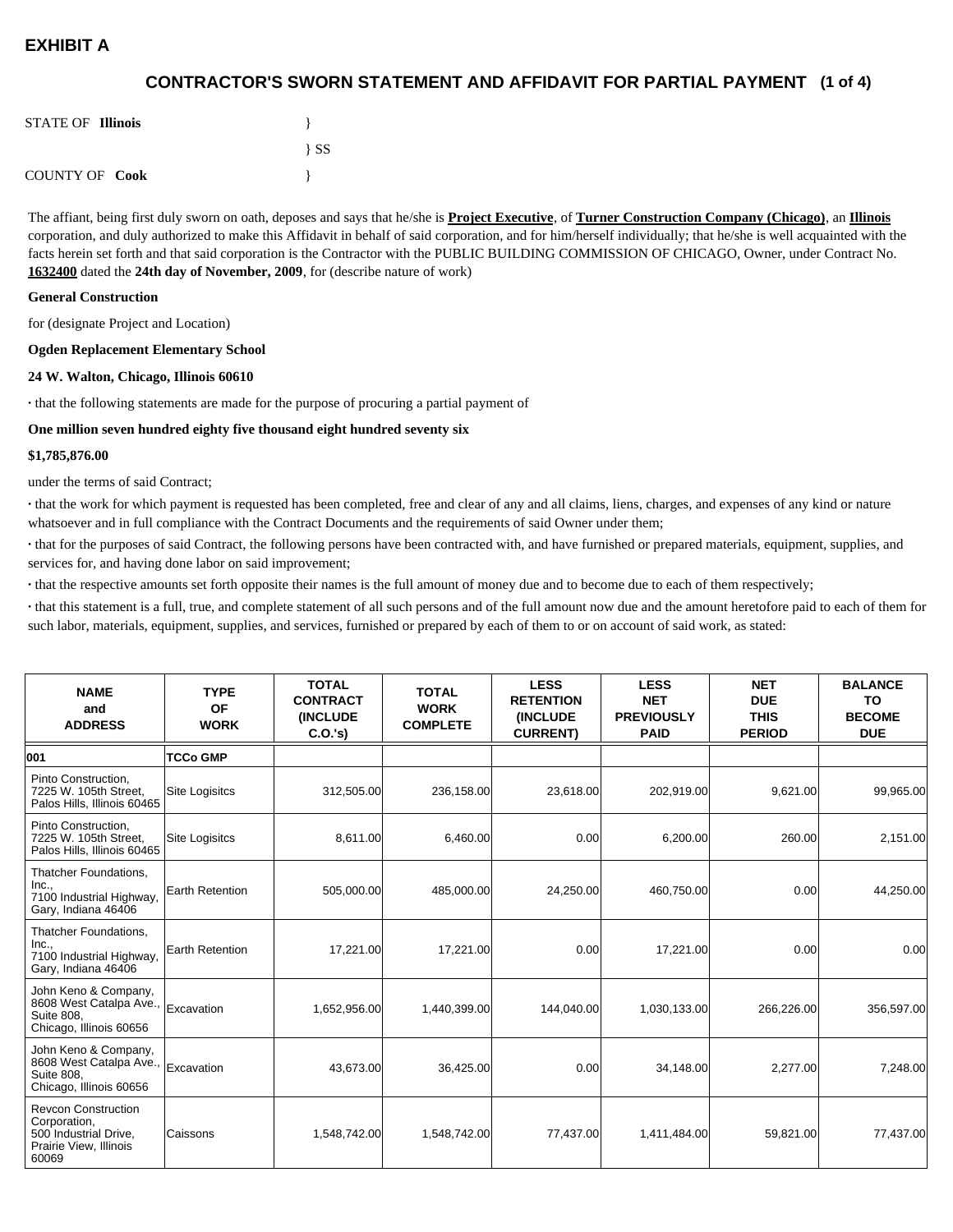# EXHIBIT A

## CONTRACTOR'S SWORN STATEMENT AND AFFIDAVIT FOR PARTIAL PAYMENT (1 of 4)

STATE OF **Illinois** }

} SS

COUNTY OF **Cook** }

The affiant, being first duly sworn on oath, deposes and says that he/she is **Project Executive**, of **Turner Construction Company (Chicago)**, an **Illinois** corporation, and duly authorized to make this Affidavit in behalf of said corporation, and for him/herself individually; that he/she is well acquainted with the facts herein set forth and that said corporation is the Contractor with the PUBLIC BUILDING COMMISSION OF CHICAGO, Owner, under Contract No. **1632400** dated the **24th day of November, 2009**, for (describe nature of work)

**General Construction**

for (designate Project and Location)

**Ogden Replacement Elementary School**

**24 W. Walton, Chicago, Illinois 60610**

· that the following statements are made for the purpose of procuring a partial payment of

**One million seven hundred eighty five thousand eight hundred seventy six**

**$1,785,876.00**

under the terms of said Contract;

· that the work for which payment is requested has been completed, free and clear of any and all claims, liens, charges, and expenses of any kind or nature whatsoever and in full compliance with the Contract Documents and the requirements of said Owner under them;

· that for the purposes of said Contract, the following persons have been contracted with, and have furnished or prepared materials, equipment, supplies, and services for, and having done labor on said improvement;

· that the respective amounts set forth opposite their names is the full amount of money due and to become due to each of them respectively;

· that this statement is a full, true, and complete statement of all such persons and of the full amount now due and the amount heretofore paid to each of them for such labor, materials, equipment, supplies, and services, furnished or prepared by each of them to or on account of said work, as stated:

| NAME and ADDRESS | TYPE OF WORK | TOTAL CONTRACT (INCLUDE C.O.'s) | TOTAL WORK COMPLETE | LESS RETENTION (INCLUDE CURRENT) | LESS NET PREVIOUSLY PAID | NET DUE THIS PERIOD | BALANCE TO BECOME DUE |
|---|---|---|---|---|---|---|---|
| **001** | **TCCo GMP** | | | | | | |
| Pinto Construction, 7225 W. 105th Street, Palos Hills, Illinois 60465 | Site Logisitcs | 312,505.00 | 236,158.00 | 23,618.00 | 202,919.00 | 9,621.00 | 99,965.00 |
| Pinto Construction, 7225 W. 105th Street, Palos Hills, Illinois 60465 | Site Logisitcs | 8,611.00 | 6,460.00 | 0.00 | 6,200.00 | 260.00 | 2,151.00 |
| Thatcher Foundations, Inc., 7100 Industrial Highway, Gary, Indiana 46406 | Earth Retention | 505,000.00 | 485,000.00 | 24,250.00 | 460,750.00 | 0.00 | 44,250.00 |
| Thatcher Foundations, Inc., 7100 Industrial Highway, Gary, Indiana 46406 | Earth Retention | 17,221.00 | 17,221.00 | 0.00 | 17,221.00 | 0.00 | 0.00 |
| John Keno & Company, 8608 West Catalpa Ave., Suite 808, Chicago, Illinois 60656 | Excavation | 1,652,956.00 | 1,440,399.00 | 144,040.00 | 1,030,133.00 | 266,226.00 | 356,597.00 |
| John Keno & Company, 8608 West Catalpa Ave., Suite 808, Chicago, Illinois 60656 | Excavation | 43,673.00 | 36,425.00 | 0.00 | 34,148.00 | 2,277.00 | 7,248.00 |
| Revcon Construction Corporation, 500 Industrial Drive, Prairie View, Illinois 60069 | Caissons | 1,548,742.00 | 1,548,742.00 | 77,437.00 | 1,411,484.00 | 59,821.00 | 77,437.00 |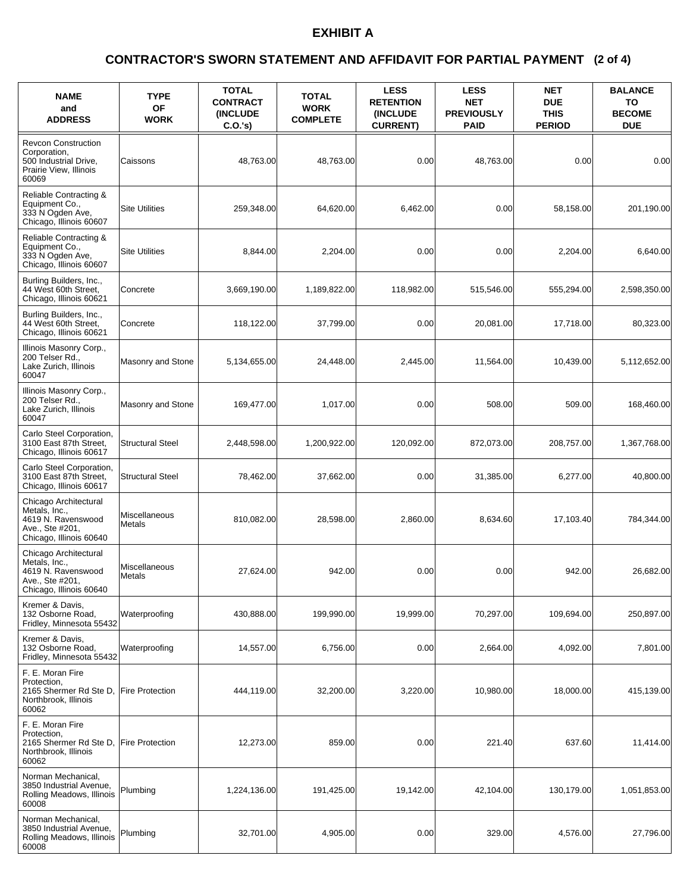# EXHIBIT A

## CONTRACTOR'S SWORN STATEMENT AND AFFIDAVIT FOR PARTIAL PAYMENT (2 of 4)

| NAME and ADDRESS | TYPE OF WORK | TOTAL CONTRACT (INCLUDE C.O.'s) | TOTAL WORK COMPLETE | LESS RETENTION (INCLUDE CURRENT) | LESS NET PREVIOUSLY PAID | NET DUE THIS PERIOD | BALANCE TO BECOME DUE |
|---|---|---|---|---|---|---|---|
| Revcon Construction Corporation, 500 Industrial Drive, Prairie View, Illinois 60069 | Caissons | 48,763.00 | 48,763.00 | 0.00 | 48,763.00 | 0.00 | 0.00 |
| Reliable Contracting & Equipment Co., 333 N Ogden Ave, Chicago, Illinois 60607 | Site Utilities | 259,348.00 | 64,620.00 | 6,462.00 | 0.00 | 58,158.00 | 201,190.00 |
| Reliable Contracting & Equipment Co., 333 N Ogden Ave, Chicago, Illinois 60607 | Site Utilities | 8,844.00 | 2,204.00 | 0.00 | 0.00 | 2,204.00 | 6,640.00 |
| Burling Builders, Inc., 44 West 60th Street, Chicago, Illinois 60621 | Concrete | 3,669,190.00 | 1,189,822.00 | 118,982.00 | 515,546.00 | 555,294.00 | 2,598,350.00 |
| Burling Builders, Inc., 44 West 60th Street, Chicago, Illinois 60621 | Concrete | 118,122.00 | 37,799.00 | 0.00 | 20,081.00 | 17,718.00 | 80,323.00 |
| Illinois Masonry Corp., 200 Telser Rd., Lake Zurich, Illinois 60047 | Masonry and Stone | 5,134,655.00 | 24,448.00 | 2,445.00 | 11,564.00 | 10,439.00 | 5,112,652.00 |
| Illinois Masonry Corp., 200 Telser Rd., Lake Zurich, Illinois 60047 | Masonry and Stone | 169,477.00 | 1,017.00 | 0.00 | 508.00 | 509.00 | 168,460.00 |
| Carlo Steel Corporation, 3100 East 87th Street, Chicago, Illinois 60617 | Structural Steel | 2,448,598.00 | 1,200,922.00 | 120,092.00 | 872,073.00 | 208,757.00 | 1,367,768.00 |
| Carlo Steel Corporation, 3100 East 87th Street, Chicago, Illinois 60617 | Structural Steel | 78,462.00 | 37,662.00 | 0.00 | 31,385.00 | 6,277.00 | 40,800.00 |
| Chicago Architectural Metals, Inc., 4619 N. Ravenswood Ave., Ste #201, Chicago, Illinois 60640 | Miscellaneous Metals | 810,082.00 | 28,598.00 | 2,860.00 | 8,634.60 | 17,103.40 | 784,344.00 |
| Chicago Architectural Metals, Inc., 4619 N. Ravenswood Ave., Ste #201, Chicago, Illinois 60640 | Miscellaneous Metals | 27,624.00 | 942.00 | 0.00 | 0.00 | 942.00 | 26,682.00 |
| Kremer & Davis, 132 Osborne Road, Fridley, Minnesota 55432 | Waterproofing | 430,888.00 | 199,990.00 | 19,999.00 | 70,297.00 | 109,694.00 | 250,897.00 |
| Kremer & Davis, 132 Osborne Road, Fridley, Minnesota 55432 | Waterproofing | 14,557.00 | 6,756.00 | 0.00 | 2,664.00 | 4,092.00 | 7,801.00 |
| F. E. Moran Fire Protection, 2165 Shermer Rd Ste D, Northbrook, Illinois 60062 | Fire Protection | 444,119.00 | 32,200.00 | 3,220.00 | 10,980.00 | 18,000.00 | 415,139.00 |
| F. E. Moran Fire Protection, 2165 Shermer Rd Ste D, Northbrook, Illinois 60062 | Fire Protection | 12,273.00 | 859.00 | 0.00 | 221.40 | 637.60 | 11,414.00 |
| Norman Mechanical, 3850 Industrial Avenue, Rolling Meadows, Illinois 60008 | Plumbing | 1,224,136.00 | 191,425.00 | 19,142.00 | 42,104.00 | 130,179.00 | 1,051,853.00 |
| Norman Mechanical, 3850 Industrial Avenue, Rolling Meadows, Illinois 60008 | Plumbing | 32,701.00 | 4,905.00 | 0.00 | 329.00 | 4,576.00 | 27,796.00 |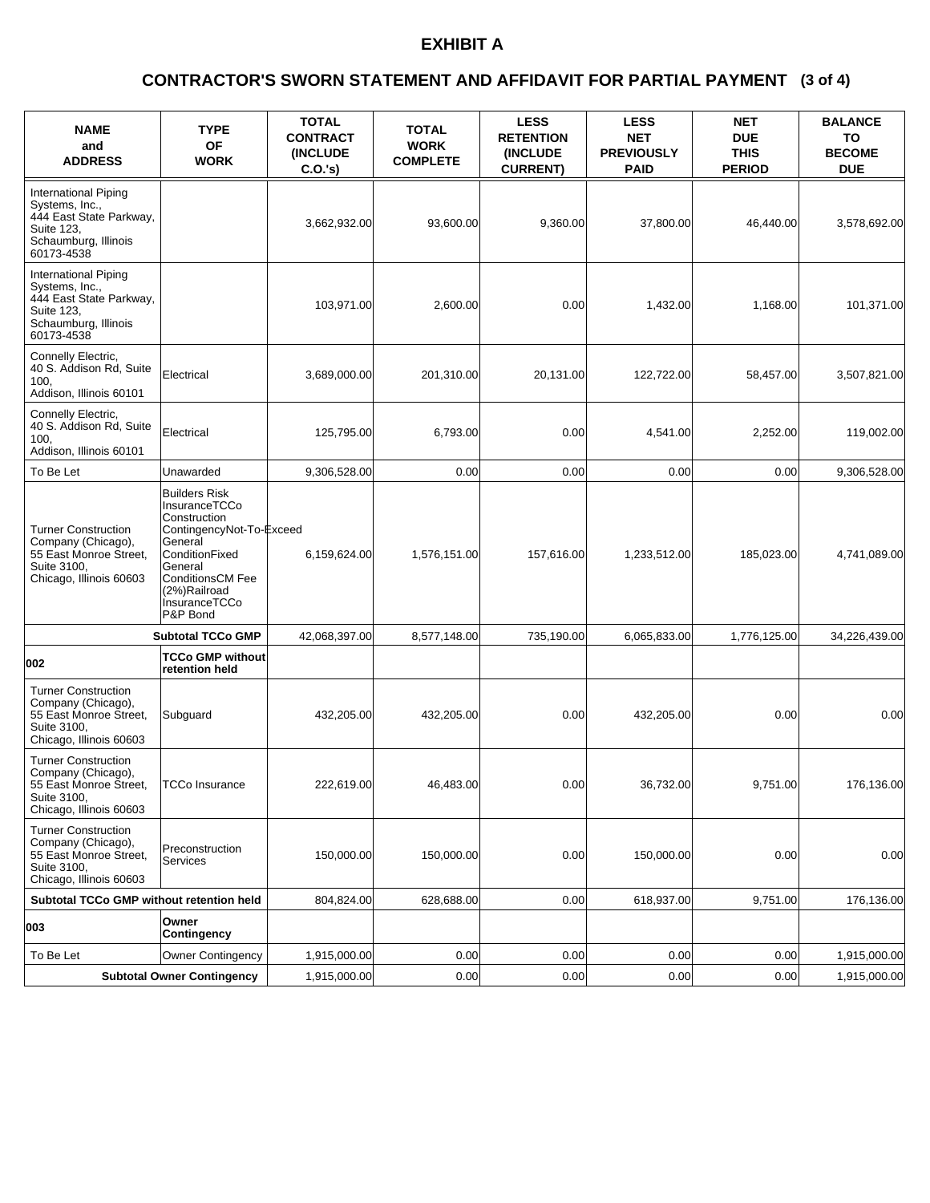# EXHIBIT A

## CONTRACTOR'S SWORN STATEMENT AND AFFIDAVIT FOR PARTIAL PAYMENT (3 of 4)

| NAME and ADDRESS | TYPE OF WORK | TOTAL CONTRACT (INCLUDE C.O.'s) | TOTAL WORK COMPLETE | LESS RETENTION (INCLUDE CURRENT) | LESS NET PREVIOUSLY PAID | NET DUE THIS PERIOD | BALANCE TO BECOME DUE |
|---|---|---|---|---|---|---|---|
| International Piping Systems, Inc., 444 East State Parkway, Suite 123, Schaumburg, Illinois 60173-4538 | | 3,662,932.00 | 93,600.00 | 9,360.00 | 37,800.00 | 46,440.00 | 3,578,692.00 |
| International Piping Systems, Inc., 444 East State Parkway, Suite 123, Schaumburg, Illinois 60173-4538 | | 103,971.00 | 2,600.00 | 0.00 | 1,432.00 | 1,168.00 | 101,371.00 |
| Connelly Electric, 40 S. Addison Rd, Suite 100, Addison, Illinois 60101 | Electrical | 3,689,000.00 | 201,310.00 | 20,131.00 | 122,722.00 | 58,457.00 | 3,507,821.00 |
| Connelly Electric, 40 S. Addison Rd, Suite 100, Addison, Illinois 60101 | Electrical | 125,795.00 | 6,793.00 | 0.00 | 4,541.00 | 2,252.00 | 119,002.00 |
| To Be Let | Unawarded | 9,306,528.00 | 0.00 | 0.00 | 0.00 | 0.00 | 9,306,528.00 |
| Turner Construction Company (Chicago), 55 East Monroe Street, Suite 3100, Chicago, Illinois 60603 | Builders Risk InsuranceTCCo Construction ContingencyNot-To-Exceed General ConditionFixed General ConditionsCM Fee (2%)Railroad InsuranceTCCo P&P Bond | 6,159,624.00 | 1,576,151.00 | 157,616.00 | 1,233,512.00 | 185,023.00 | 4,741,089.00 |
| | **Subtotal TCCo GMP** | 42,068,397.00 | 8,577,148.00 | 735,190.00 | 6,065,833.00 | 1,776,125.00 | 34,226,439.00 |
| **002** | **TCCo GMP without retention held** | | | | | | |
| Turner Construction Company (Chicago), 55 East Monroe Street, Suite 3100, Chicago, Illinois 60603 | Subguard | 432,205.00 | 432,205.00 | 0.00 | 432,205.00 | 0.00 | 0.00 |
| Turner Construction Company (Chicago), 55 East Monroe Street, Suite 3100, Chicago, Illinois 60603 | TCCo Insurance | 222,619.00 | 46,483.00 | 0.00 | 36,732.00 | 9,751.00 | 176,136.00 |
| Turner Construction Company (Chicago), 55 East Monroe Street, Suite 3100, Chicago, Illinois 60603 | Preconstruction Services | 150,000.00 | 150,000.00 | 0.00 | 150,000.00 | 0.00 | 0.00 |
| **Subtotal TCCo GMP without retention held** | | 804,824.00 | 628,688.00 | 0.00 | 618,937.00 | 9,751.00 | 176,136.00 |
| **003** | **Owner Contingency** | | | | | | |
| To Be Let | Owner Contingency | 1,915,000.00 | 0.00 | 0.00 | 0.00 | 0.00 | 1,915,000.00 |
| | **Subtotal Owner Contingency** | 1,915,000.00 | 0.00 | 0.00 | 0.00 | 0.00 | 1,915,000.00 |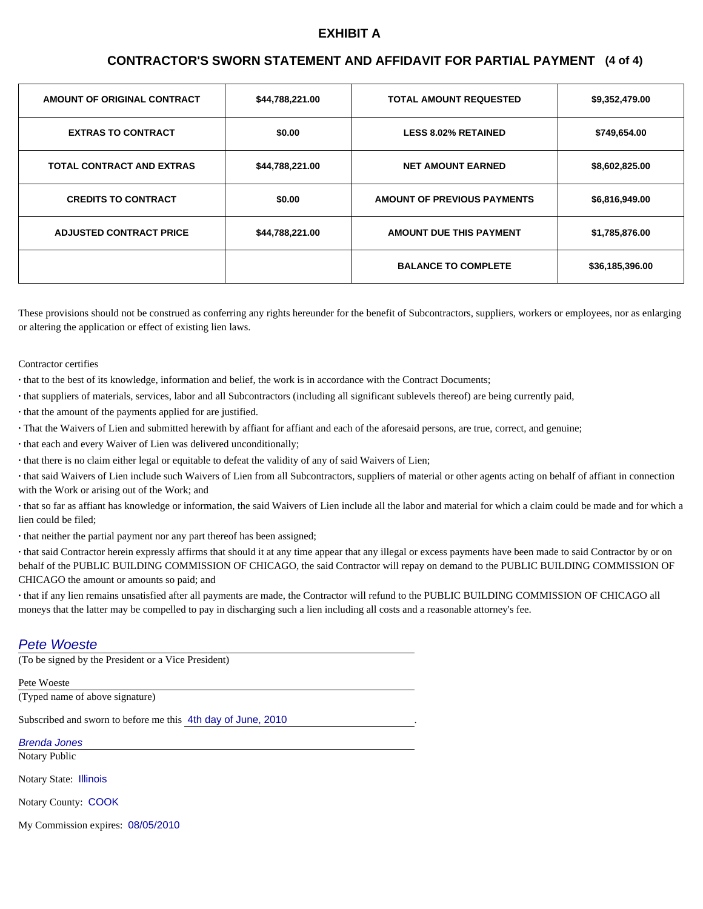# EXHIBIT A

## CONTRACTOR'S SWORN STATEMENT AND AFFIDAVIT FOR PARTIAL PAYMENT (4 of 4)

| | | | |
|---|---|---|---|
| **AMOUNT OF ORIGINAL CONTRACT** | **$44,788,221.00** | **TOTAL AMOUNT REQUESTED** | **$9,352,479.00** |
| **EXTRAS TO CONTRACT** | **$0.00** | **LESS 8.02% RETAINED** | **$749,654.00** |
| **TOTAL CONTRACT AND EXTRAS** | **$44,788,221.00** | **NET AMOUNT EARNED** | **$8,602,825.00** |
| **CREDITS TO CONTRACT** | **$0.00** | **AMOUNT OF PREVIOUS PAYMENTS** | **$6,816,949.00** |
| **ADJUSTED CONTRACT PRICE** | **$44,788,221.00** | **AMOUNT DUE THIS PAYMENT** | **$1,785,876.00** |
| | | **BALANCE TO COMPLETE** | **$36,185,396.00** |

These provisions should not be construed as conferring any rights hereunder for the benefit of Subcontractors, suppliers, workers or employees, nor as enlarging or altering the application or effect of existing lien laws.

Contractor certifies

- that to the best of its knowledge, information and belief, the work is in accordance with the Contract Documents;
- that suppliers of materials, services, labor and all Subcontractors (including all significant sublevels thereof) are being currently paid,
- that the amount of the payments applied for are justified.
- That the Waivers of Lien and submitted herewith by affiant for affiant and each of the aforesaid persons, are true, correct, and genuine;
- that each and every Waiver of Lien was delivered unconditionally;
- that there is no claim either legal or equitable to defeat the validity of any of said Waivers of Lien;
- that said Waivers of Lien include such Waivers of Lien from all Subcontractors, suppliers of material or other agents acting on behalf of affiant in connection with the Work or arising out of the Work; and
- that so far as affiant has knowledge or information, the said Waivers of Lien include all the labor and material for which a claim could be made and for which a lien could be filed;
- that neither the partial payment nor any part thereof has been assigned;
- that said Contractor herein expressly affirms that should it at any time appear that any illegal or excess payments have been made to said Contractor by or on behalf of the PUBLIC BUILDING COMMISSION OF CHICAGO, the said Contractor will repay on demand to the PUBLIC BUILDING COMMISSION OF CHICAGO the amount or amounts so paid; and
- that if any lien remains unsatisfied after all payments are made, the Contractor will refund to the PUBLIC BUILDING COMMISSION OF CHICAGO all moneys that the latter may be compelled to pay in discharging such a lien including all costs and a reasonable attorney's fee.

*Pete Woeste*
(To be signed by the President or a Vice President)

Pete Woeste
(Typed name of above signature)

Subscribed and sworn to before me this 4th day of June, 2010.

*Brenda Jones*
Notary Public

Notary State: Illinois

Notary County: COOK

My Commission expires: 08/05/2010